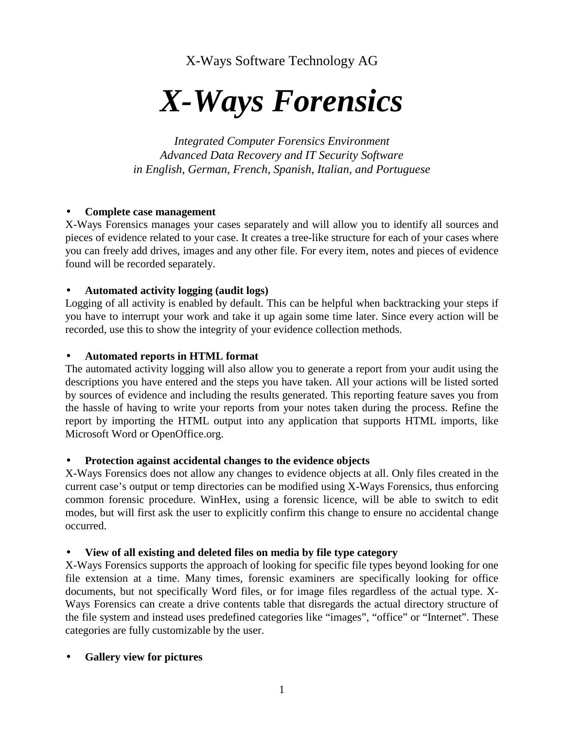X-Ways Software Technology AG

# *X-Ways Forensics*

*Integrated Computer Forensics Environment*
*Advanced Data Recovery and IT Security Software*
*in English, German, French, Spanish, Italian, and Portuguese*

- **Complete case management**

X-Ways Forensics manages your cases separately and will allow you to identify all sources and pieces of evidence related to your case. It creates a tree-like structure for each of your cases where you can freely add drives, images and any other file. For every item, notes and pieces of evidence found will be recorded separately.

- **Automated activity logging (audit logs)**

Logging of all activity is enabled by default. This can be helpful when backtracking your steps if you have to interrupt your work and take it up again some time later. Since every action will be recorded, use this to show the integrity of your evidence collection methods.

- **Automated reports in HTML format**

The automated activity logging will also allow you to generate a report from your audit using the descriptions you have entered and the steps you have taken. All your actions will be listed sorted by sources of evidence and including the results generated. This reporting feature saves you from the hassle of having to write your reports from your notes taken during the process. Refine the report by importing the HTML output into any application that supports HTML imports, like Microsoft Word or OpenOffice.org.

- **Protection against accidental changes to the evidence objects**

X-Ways Forensics does not allow any changes to evidence objects at all. Only files created in the current case's output or temp directories can be modified using X-Ways Forensics, thus enforcing common forensic procedure. WinHex, using a forensic licence, will be able to switch to edit modes, but will first ask the user to explicitly confirm this change to ensure no accidental change occurred.

- **View of all existing and deleted files on media by file type category**

X-Ways Forensics supports the approach of looking for specific file types beyond looking for one file extension at a time. Many times, forensic examiners are specifically looking for office documents, but not specifically Word files, or for image files regardless of the actual type. X-Ways Forensics can create a drive contents table that disregards the actual directory structure of the file system and instead uses predefined categories like "images", "office" or "Internet". These categories are fully customizable by the user.

- **Gallery view for pictures**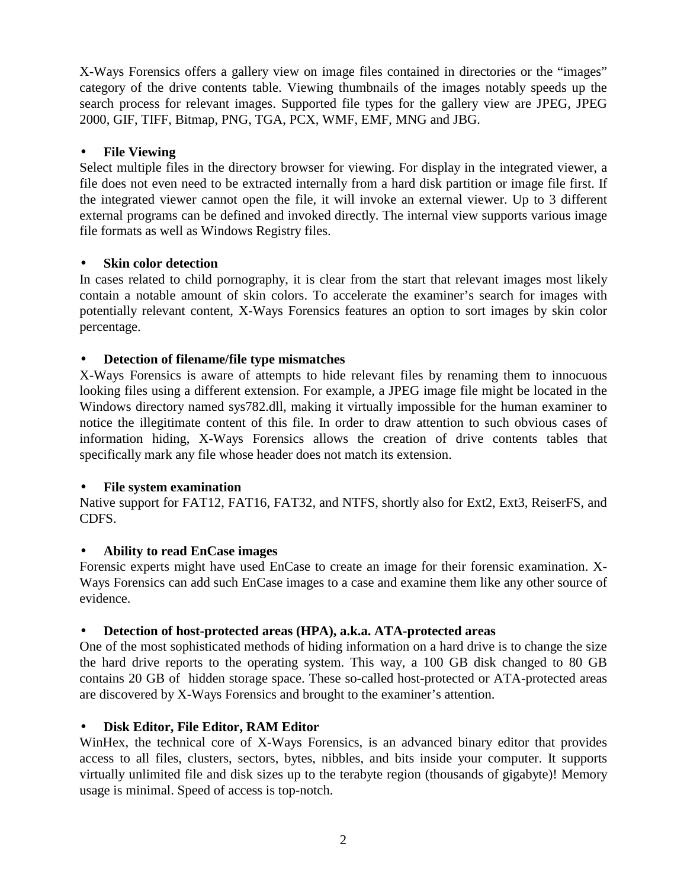X-Ways Forensics offers a gallery view on image files contained in directories or the “images” category of the drive contents table. Viewing thumbnails of the images notably speeds up the search process for relevant images. Supported file types for the gallery view are JPEG, JPEG 2000, GIF, TIFF, Bitmap, PNG, TGA, PCX, WMF, EMF, MNG and JBG.

- **File Viewing**

Select multiple files in the directory browser for viewing. For display in the integrated viewer, a file does not even need to be extracted internally from a hard disk partition or image file first. If the integrated viewer cannot open the file, it will invoke an external viewer. Up to 3 different external programs can be defined and invoked directly. The internal view supports various image file formats as well as Windows Registry files.

- **Skin color detection**

In cases related to child pornography, it is clear from the start that relevant images most likely contain a notable amount of skin colors. To accelerate the examiner’s search for images with potentially relevant content, X-Ways Forensics features an option to sort images by skin color percentage.

- **Detection of filename/file type mismatches**

X-Ways Forensics is aware of attempts to hide relevant files by renaming them to innocuous looking files using a different extension. For example, a JPEG image file might be located in the Windows directory named sys782.dll, making it virtually impossible for the human examiner to notice the illegitimate content of this file. In order to draw attention to such obvious cases of information hiding, X-Ways Forensics allows the creation of drive contents tables that specifically mark any file whose header does not match its extension.

- **File system examination**

Native support for FAT12, FAT16, FAT32, and NTFS, shortly also for Ext2, Ext3, ReiserFS, and CDFS.

- **Ability to read EnCase images**

Forensic experts might have used EnCase to create an image for their forensic examination. X-Ways Forensics can add such EnCase images to a case and examine them like any other source of evidence.

- **Detection of host-protected areas (HPA), a.k.a. ATA-protected areas**

One of the most sophisticated methods of hiding information on a hard drive is to change the size the hard drive reports to the operating system. This way, a 100 GB disk changed to 80 GB contains 20 GB of hidden storage space. These so-called host-protected or ATA-protected areas are discovered by X-Ways Forensics and brought to the examiner’s attention.

- **Disk Editor, File Editor, RAM Editor**

WinHex, the technical core of X-Ways Forensics, is an advanced binary editor that provides access to all files, clusters, sectors, bytes, nibbles, and bits inside your computer. It supports virtually unlimited file and disk sizes up to the terabyte region (thousands of gigabyte)! Memory usage is minimal. Speed of access is top-notch.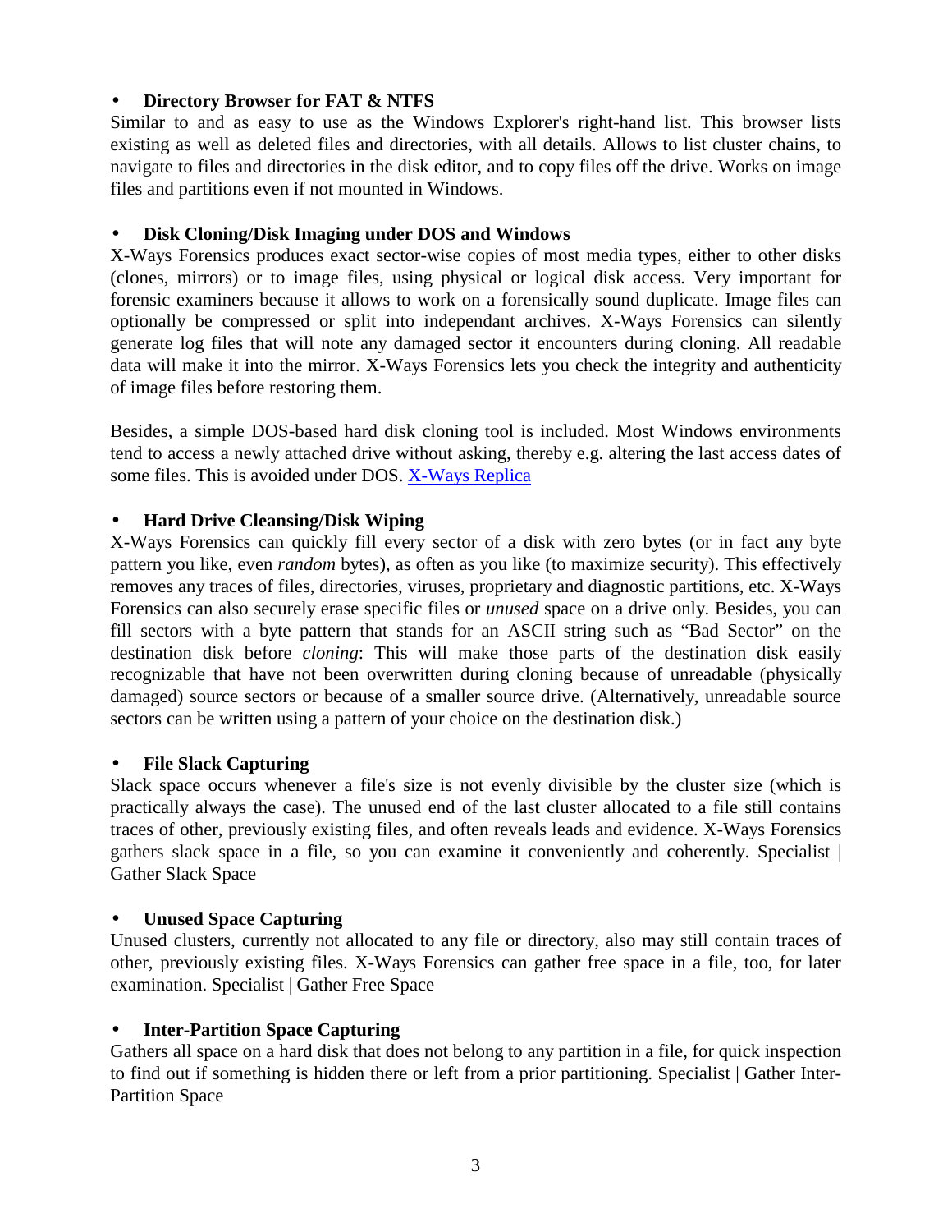- **Directory Browser for FAT & NTFS**

Similar to and as easy to use as the Windows Explorer's right-hand list. This browser lists existing as well as deleted files and directories, with all details. Allows to list cluster chains, to navigate to files and directories in the disk editor, and to copy files off the drive. Works on image files and partitions even if not mounted in Windows.

- **Disk Cloning/Disk Imaging under DOS and Windows**

X-Ways Forensics produces exact sector-wise copies of most media types, either to other disks (clones, mirrors) or to image files, using physical or logical disk access. Very important for forensic examiners because it allows to work on a forensically sound duplicate. Image files can optionally be compressed or split into independant archives. X-Ways Forensics can silently generate log files that will note any damaged sector it encounters during cloning. All readable data will make it into the mirror. X-Ways Forensics lets you check the integrity and authenticity of image files before restoring them.

Besides, a simple DOS-based hard disk cloning tool is included. Most Windows environments tend to access a newly attached drive without asking, thereby e.g. altering the last access dates of some files. This is avoided under DOS. X-Ways Replica

- **Hard Drive Cleansing/Disk Wiping**

X-Ways Forensics can quickly fill every sector of a disk with zero bytes (or in fact any byte pattern you like, even *random* bytes), as often as you like (to maximize security). This effectively removes any traces of files, directories, viruses, proprietary and diagnostic partitions, etc. X-Ways Forensics can also securely erase specific files or *unused* space on a drive only. Besides, you can fill sectors with a byte pattern that stands for an ASCII string such as "Bad Sector" on the destination disk before *cloning*: This will make those parts of the destination disk easily recognizable that have not been overwritten during cloning because of unreadable (physically damaged) source sectors or because of a smaller source drive. (Alternatively, unreadable source sectors can be written using a pattern of your choice on the destination disk.)

- **File Slack Capturing**

Slack space occurs whenever a file's size is not evenly divisible by the cluster size (which is practically always the case). The unused end of the last cluster allocated to a file still contains traces of other, previously existing files, and often reveals leads and evidence. X-Ways Forensics gathers slack space in a file, so you can examine it conveniently and coherently. Specialist | Gather Slack Space

- **Unused Space Capturing**

Unused clusters, currently not allocated to any file or directory, also may still contain traces of other, previously existing files. X-Ways Forensics can gather free space in a file, too, for later examination. Specialist | Gather Free Space

- **Inter-Partition Space Capturing**

Gathers all space on a hard disk that does not belong to any partition in a file, for quick inspection to find out if something is hidden there or left from a prior partitioning. Specialist | Gather Inter-Partition Space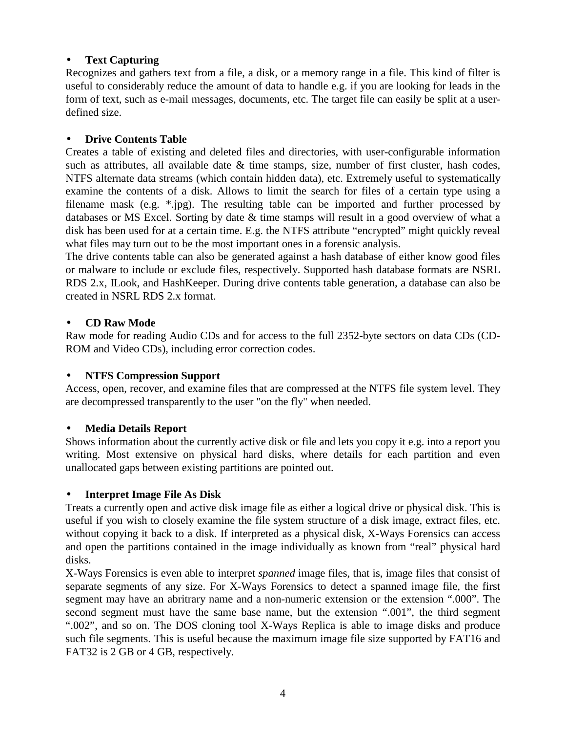- **Text Capturing**

Recognizes and gathers text from a file, a disk, or a memory range in a file. This kind of filter is useful to considerably reduce the amount of data to handle e.g. if you are looking for leads in the form of text, such as e-mail messages, documents, etc. The target file can easily be split at a user-defined size.

- **Drive Contents Table**

Creates a table of existing and deleted files and directories, with user-configurable information such as attributes, all available date & time stamps, size, number of first cluster, hash codes, NTFS alternate data streams (which contain hidden data), etc. Extremely useful to systematically examine the contents of a disk. Allows to limit the search for files of a certain type using a filename mask (e.g. *.jpg). The resulting table can be imported and further processed by databases or MS Excel. Sorting by date & time stamps will result in a good overview of what a disk has been used for at a certain time. E.g. the NTFS attribute "encrypted" might quickly reveal what files may turn out to be the most important ones in a forensic analysis.

The drive contents table can also be generated against a hash database of either know good files or malware to include or exclude files, respectively. Supported hash database formats are NSRL RDS 2.x, ILook, and HashKeeper. During drive contents table generation, a database can also be created in NSRL RDS 2.x format.

- **CD Raw Mode**

Raw mode for reading Audio CDs and for access to the full 2352-byte sectors on data CDs (CD-ROM and Video CDs), including error correction codes.

- **NTFS Compression Support**

Access, open, recover, and examine files that are compressed at the NTFS file system level. They are decompressed transparently to the user "on the fly" when needed.

- **Media Details Report**

Shows information about the currently active disk or file and lets you copy it e.g. into a report you writing. Most extensive on physical hard disks, where details for each partition and even unallocated gaps between existing partitions are pointed out.

- **Interpret Image File As Disk**

Treats a currently open and active disk image file as either a logical drive or physical disk. This is useful if you wish to closely examine the file system structure of a disk image, extract files, etc. without copying it back to a disk. If interpreted as a physical disk, X-Ways Forensics can access and open the partitions contained in the image individually as known from "real" physical hard disks.

X-Ways Forensics is even able to interpret *spanned* image files, that is, image files that consist of separate segments of any size. For X-Ways Forensics to detect a spanned image file, the first segment may have an abritrary name and a non-numeric extension or the extension ".000". The second segment must have the same base name, but the extension ".001", the third segment ".002", and so on. The DOS cloning tool X-Ways Replica is able to image disks and produce such file segments. This is useful because the maximum image file size supported by FAT16 and FAT32 is 2 GB or 4 GB, respectively.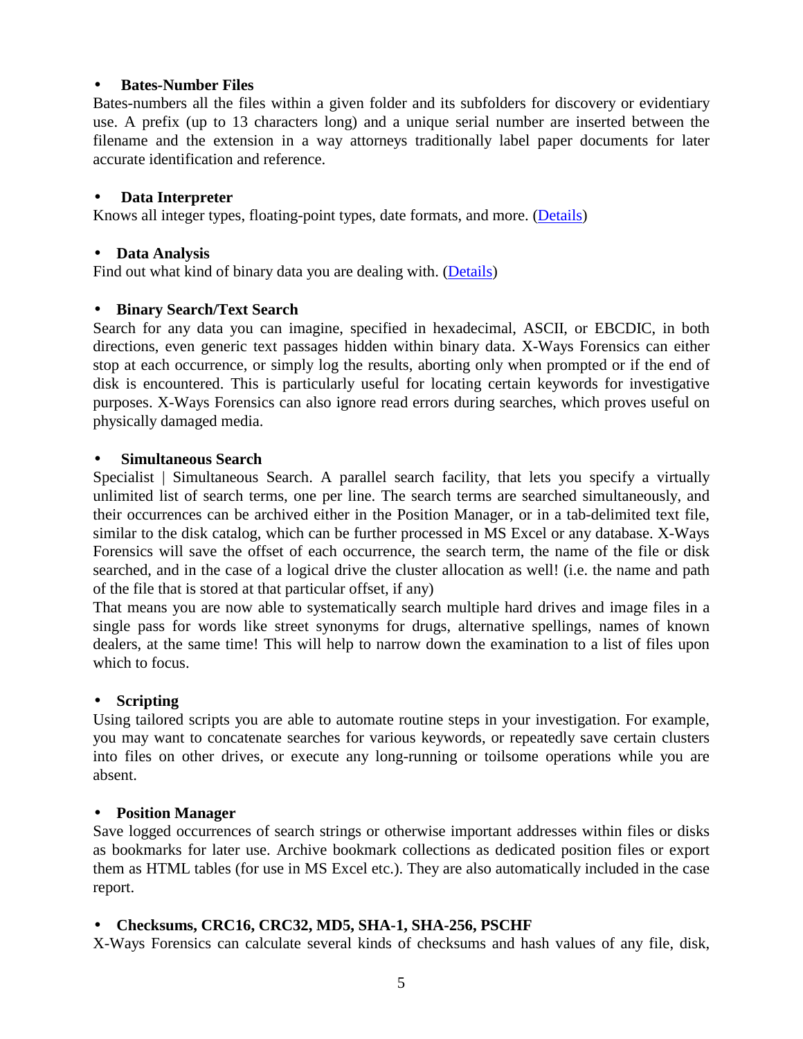- **Bates-Number Files**

Bates-numbers all the files within a given folder and its subfolders for discovery or evidentiary use. A prefix (up to 13 characters long) and a unique serial number are inserted between the filename and the extension in a way attorneys traditionally label paper documents for later accurate identification and reference.

- **Data Interpreter**

Knows all integer types, floating-point types, date formats, and more. (Details)

- **Data Analysis**

Find out what kind of binary data you are dealing with. (Details)

- **Binary Search/Text Search**

Search for any data you can imagine, specified in hexadecimal, ASCII, or EBCDIC, in both directions, even generic text passages hidden within binary data. X-Ways Forensics can either stop at each occurrence, or simply log the results, aborting only when prompted or if the end of disk is encountered. This is particularly useful for locating certain keywords for investigative purposes. X-Ways Forensics can also ignore read errors during searches, which proves useful on physically damaged media.

- **Simultaneous Search**

Specialist | Simultaneous Search. A parallel search facility, that lets you specify a virtually unlimited list of search terms, one per line. The search terms are searched simultaneously, and their occurrences can be archived either in the Position Manager, or in a tab-delimited text file, similar to the disk catalog, which can be further processed in MS Excel or any database. X-Ways Forensics will save the offset of each occurrence, the search term, the name of the file or disk searched, and in the case of a logical drive the cluster allocation as well! (i.e. the name and path of the file that is stored at that particular offset, if any)

That means you are now able to systematically search multiple hard drives and image files in a single pass for words like street synonyms for drugs, alternative spellings, names of known dealers, at the same time! This will help to narrow down the examination to a list of files upon which to focus.

- **Scripting**

Using tailored scripts you are able to automate routine steps in your investigation. For example, you may want to concatenate searches for various keywords, or repeatedly save certain clusters into files on other drives, or execute any long-running or toilsome operations while you are absent.

- **Position Manager**

Save logged occurrences of search strings or otherwise important addresses within files or disks as bookmarks for later use. Archive bookmark collections as dedicated position files or export them as HTML tables (for use in MS Excel etc.). They are also automatically included in the case report.

- **Checksums, CRC16, CRC32, MD5, SHA-1, SHA-256, PSCHF**

X-Ways Forensics can calculate several kinds of checksums and hash values of any file, disk,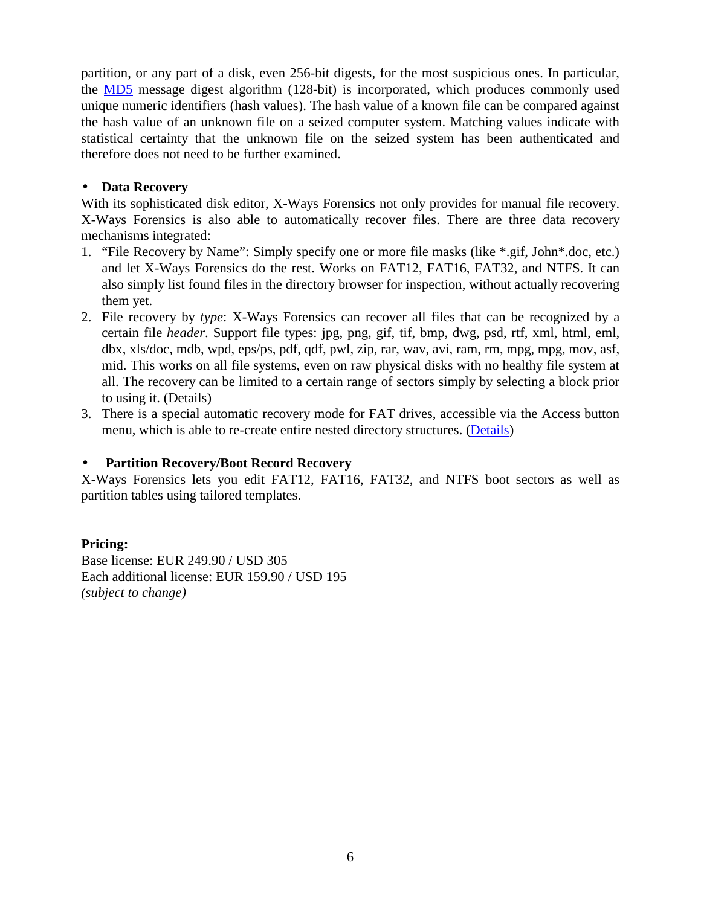partition, or any part of a disk, even 256-bit digests, for the most suspicious ones. In particular, the MD5 message digest algorithm (128-bit) is incorporated, which produces commonly used unique numeric identifiers (hash values). The hash value of a known file can be compared against the hash value of an unknown file on a seized computer system. Matching values indicate with statistical certainty that the unknown file on the seized system has been authenticated and therefore does not need to be further examined.

- **Data Recovery**

With its sophisticated disk editor, X-Ways Forensics not only provides for manual file recovery. X-Ways Forensics is also able to automatically recover files. There are three data recovery mechanisms integrated:

1. "File Recovery by Name": Simply specify one or more file masks (like *.gif, John*.doc, etc.) and let X-Ways Forensics do the rest. Works on FAT12, FAT16, FAT32, and NTFS. It can also simply list found files in the directory browser for inspection, without actually recovering them yet.
2. File recovery by *type*: X-Ways Forensics can recover all files that can be recognized by a certain file *header*. Support file types: jpg, png, gif, tif, bmp, dwg, psd, rtf, xml, html, eml, dbx, xls/doc, mdb, wpd, eps/ps, pdf, qdf, pwl, zip, rar, wav, avi, ram, rm, mpg, mpg, mov, asf, mid. This works on all file systems, even on raw physical disks with no healthy file system at all. The recovery can be limited to a certain range of sectors simply by selecting a block prior to using it. (Details)
3. There is a special automatic recovery mode for FAT drives, accessible via the Access button menu, which is able to re-create entire nested directory structures. (Details)

- **Partition Recovery/Boot Record Recovery**

X-Ways Forensics lets you edit FAT12, FAT16, FAT32, and NTFS boot sectors as well as partition tables using tailored templates.

**Pricing:**
Base license: EUR 249.90 / USD 305
Each additional license: EUR 159.90 / USD 195
*(subject to change)*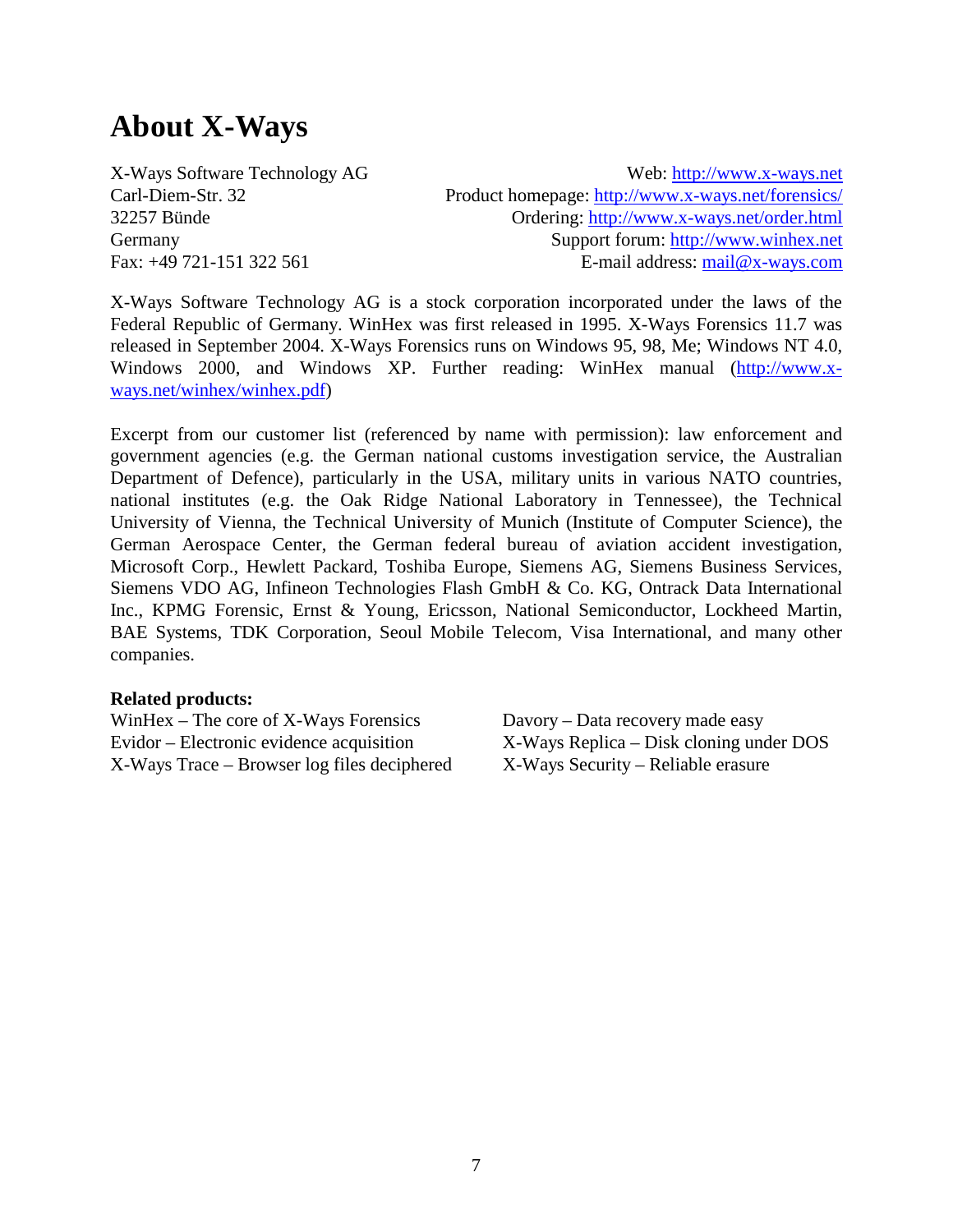# About X-Ways

X-Ways Software Technology AG
Carl-Diem-Str. 32
32257 Bünde
Germany
Fax: +49 721-151 322 561

Web: http://www.x-ways.net
Product homepage: http://www.x-ways.net/forensics/
Ordering: http://www.x-ways.net/order.html
Support forum: http://www.winhex.net
E-mail address: mail@x-ways.com

X-Ways Software Technology AG is a stock corporation incorporated under the laws of the Federal Republic of Germany. WinHex was first released in 1995. X-Ways Forensics 11.7 was released in September 2004. X-Ways Forensics runs on Windows 95, 98, Me; Windows NT 4.0, Windows 2000, and Windows XP. Further reading: WinHex manual (http://www.x-ways.net/winhex/winhex.pdf)

Excerpt from our customer list (referenced by name with permission): law enforcement and government agencies (e.g. the German national customs investigation service, the Australian Department of Defence), particularly in the USA, military units in various NATO countries, national institutes (e.g. the Oak Ridge National Laboratory in Tennessee), the Technical University of Vienna, the Technical University of Munich (Institute of Computer Science), the German Aerospace Center, the German federal bureau of aviation accident investigation, Microsoft Corp., Hewlett Packard, Toshiba Europe, Siemens AG, Siemens Business Services, Siemens VDO AG, Infineon Technologies Flash GmbH & Co. KG, Ontrack Data International Inc., KPMG Forensic, Ernst & Young, Ericsson, National Semiconductor, Lockheed Martin, BAE Systems, TDK Corporation, Seoul Mobile Telecom, Visa International, and many other companies.

**Related products:**

WinHex – The core of X-Ways Forensics
Evidor – Electronic evidence acquisition
X-Ways Trace – Browser log files deciphered
Davory – Data recovery made easy
X-Ways Replica – Disk cloning under DOS
X-Ways Security – Reliable erasure